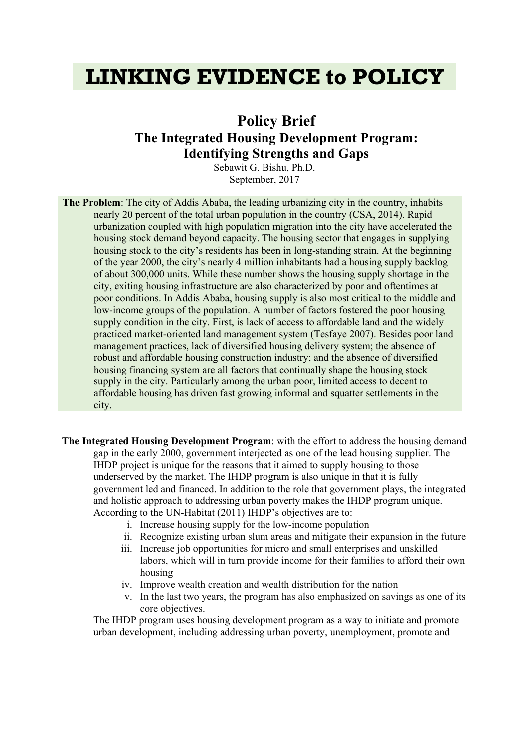# LINKING EVIDENCE to POLICY

## Policy Brief
## The Integrated Housing Development Program: Identifying Strengths and Gaps

Sebawit G. Bishu, Ph.D.
September, 2017

**The Problem**: The city of Addis Ababa, the leading urbanizing city in the country, inhabits nearly 20 percent of the total urban population in the country (CSA, 2014). Rapid urbanization coupled with high population migration into the city have accelerated the housing stock demand beyond capacity. The housing sector that engages in supplying housing stock to the city's residents has been in long-standing strain. At the beginning of the year 2000, the city's nearly 4 million inhabitants had a housing supply backlog of about 300,000 units. While these number shows the housing supply shortage in the city, exiting housing infrastructure are also characterized by poor and oftentimes at poor conditions. In Addis Ababa, housing supply is also most critical to the middle and low-income groups of the population. A number of factors fostered the poor housing supply condition in the city. First, is lack of access to affordable land and the widely practiced market-oriented land management system (Tesfaye 2007). Besides poor land management practices, lack of diversified housing delivery system; the absence of robust and affordable housing construction industry; and the absence of diversified housing financing system are all factors that continually shape the housing stock supply in the city. Particularly among the urban poor, limited access to decent to affordable housing has driven fast growing informal and squatter settlements in the city.

**The Integrated Housing Development Program**: with the effort to address the housing demand gap in the early 2000, government interjected as one of the lead housing supplier. The IHDP project is unique for the reasons that it aimed to supply housing to those underserved by the market. The IHDP program is also unique in that it is fully government led and financed. In addition to the role that government plays, the integrated and holistic approach to addressing urban poverty makes the IHDP program unique. According to the UN-Habitat (2011) IHDP's objectives are to:

i. Increase housing supply for the low-income population
ii. Recognize existing urban slum areas and mitigate their expansion in the future
iii. Increase job opportunities for micro and small enterprises and unskilled labors, which will in turn provide income for their families to afford their own housing
iv. Improve wealth creation and wealth distribution for the nation
v. In the last two years, the program has also emphasized on savings as one of its core objectives.

The IHDP program uses housing development program as a way to initiate and promote urban development, including addressing urban poverty, unemployment, promote and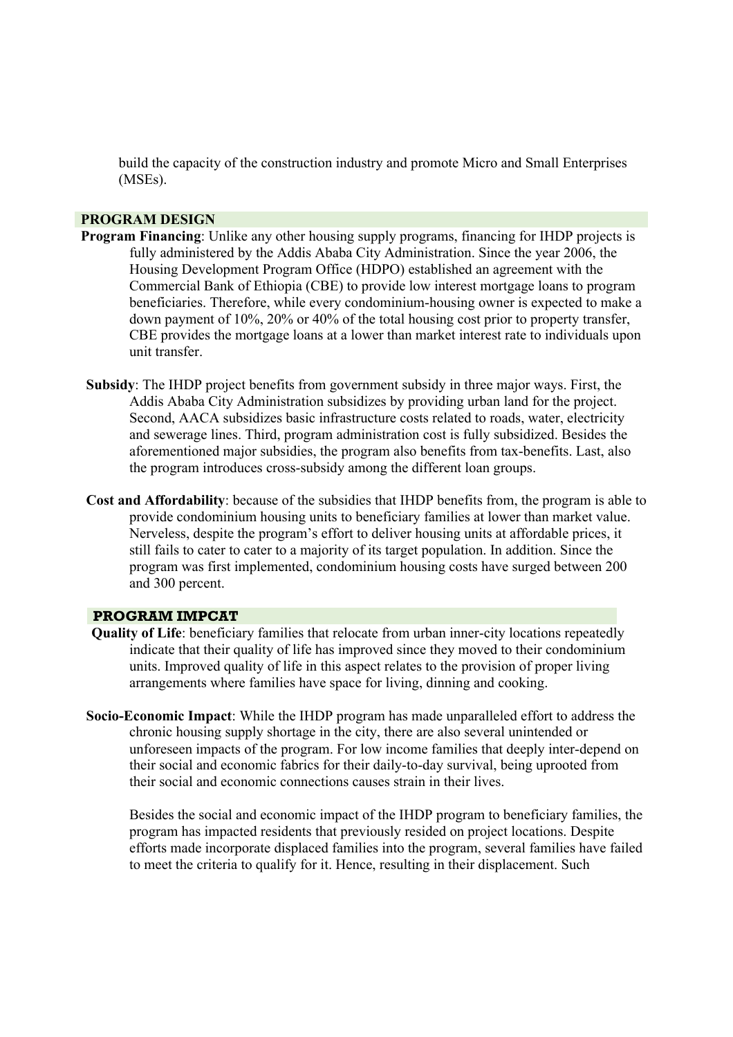build the capacity of the construction industry and promote Micro and Small Enterprises (MSEs).

## PROGRAM DESIGN

**Program Financing**: Unlike any other housing supply programs, financing for IHDP projects is fully administered by the Addis Ababa City Administration. Since the year 2006, the Housing Development Program Office (HDPO) established an agreement with the Commercial Bank of Ethiopia (CBE) to provide low interest mortgage loans to program beneficiaries. Therefore, while every condominium-housing owner is expected to make a down payment of 10%, 20% or 40% of the total housing cost prior to property transfer, CBE provides the mortgage loans at a lower than market interest rate to individuals upon unit transfer.

**Subsidy**: The IHDP project benefits from government subsidy in three major ways. First, the Addis Ababa City Administration subsidizes by providing urban land for the project. Second, AACA subsidizes basic infrastructure costs related to roads, water, electricity and sewerage lines. Third, program administration cost is fully subsidized. Besides the aforementioned major subsidies, the program also benefits from tax-benefits. Last, also the program introduces cross-subsidy among the different loan groups.

**Cost and Affordability**: because of the subsidies that IHDP benefits from, the program is able to provide condominium housing units to beneficiary families at lower than market value. Nerveless, despite the program's effort to deliver housing units at affordable prices, it still fails to cater to cater to a majority of its target population. In addition. Since the program was first implemented, condominium housing costs have surged between 200 and 300 percent.

## PROGRAM IMPCAT

**Quality of Life**: beneficiary families that relocate from urban inner-city locations repeatedly indicate that their quality of life has improved since they moved to their condominium units. Improved quality of life in this aspect relates to the provision of proper living arrangements where families have space for living, dinning and cooking.

**Socio-Economic Impact**: While the IHDP program has made unparalleled effort to address the chronic housing supply shortage in the city, there are also several unintended or unforeseen impacts of the program. For low income families that deeply inter-depend on their social and economic fabrics for their daily-to-day survival, being uprooted from their social and economic connections causes strain in their lives.

Besides the social and economic impact of the IHDP program to beneficiary families, the program has impacted residents that previously resided on project locations. Despite efforts made incorporate displaced families into the program, several families have failed to meet the criteria to qualify for it. Hence, resulting in their displacement. Such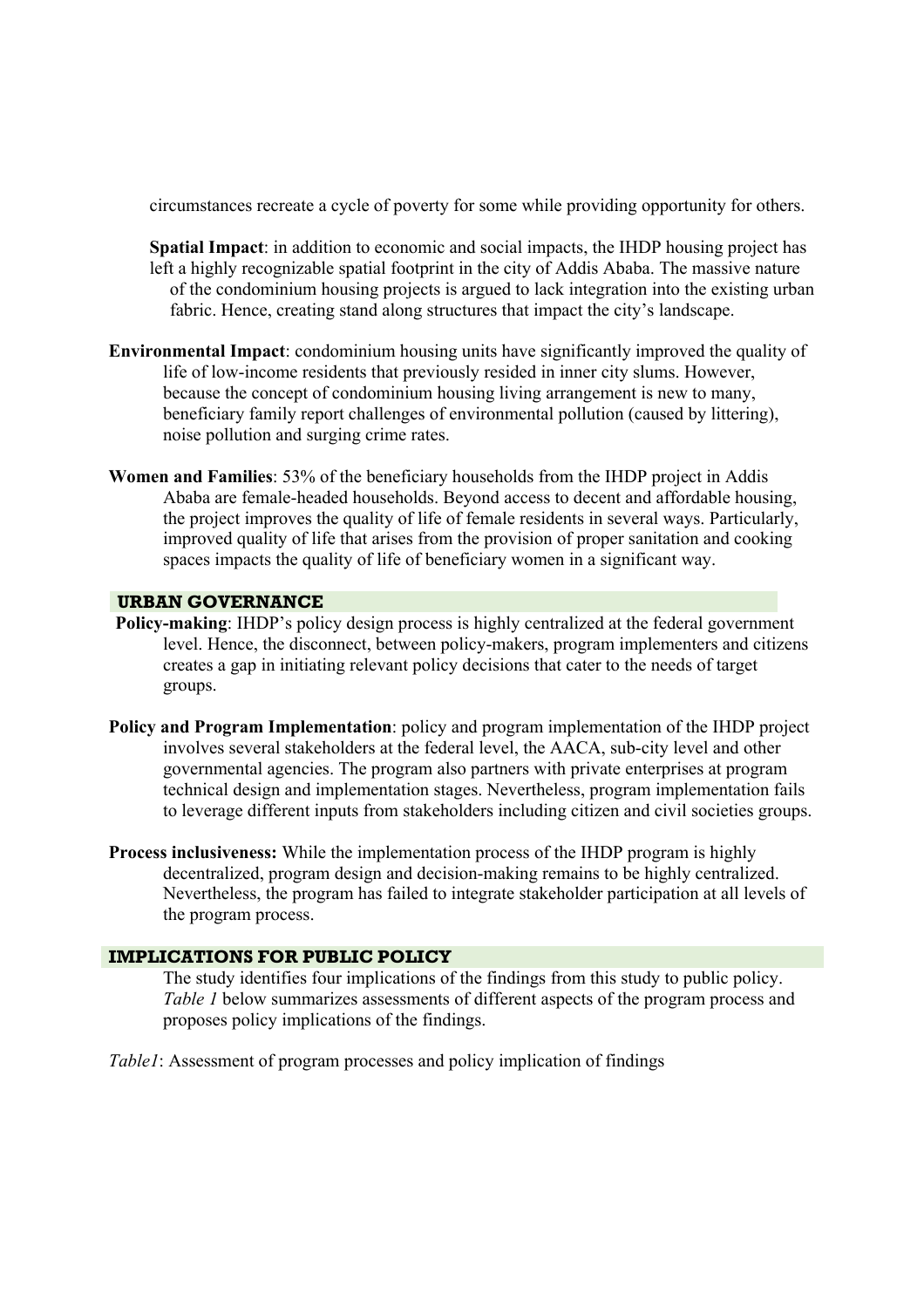circumstances recreate a cycle of poverty for some while providing opportunity for others.

**Spatial Impact**: in addition to economic and social impacts, the IHDP housing project has left a highly recognizable spatial footprint in the city of Addis Ababa. The massive nature of the condominium housing projects is argued to lack integration into the existing urban fabric. Hence, creating stand along structures that impact the city's landscape.

**Environmental Impact**: condominium housing units have significantly improved the quality of life of low-income residents that previously resided in inner city slums. However, because the concept of condominium housing living arrangement is new to many, beneficiary family report challenges of environmental pollution (caused by littering), noise pollution and surging crime rates.

**Women and Families**: 53% of the beneficiary households from the IHDP project in Addis Ababa are female-headed households. Beyond access to decent and affordable housing, the project improves the quality of life of female residents in several ways. Particularly, improved quality of life that arises from the provision of proper sanitation and cooking spaces impacts the quality of life of beneficiary women in a significant way.

## URBAN GOVERNANCE

**Policy-making**: IHDP's policy design process is highly centralized at the federal government level. Hence, the disconnect, between policy-makers, program implementers and citizens creates a gap in initiating relevant policy decisions that cater to the needs of target groups.

**Policy and Program Implementation**: policy and program implementation of the IHDP project involves several stakeholders at the federal level, the AACA, sub-city level and other governmental agencies. The program also partners with private enterprises at program technical design and implementation stages. Nevertheless, program implementation fails to leverage different inputs from stakeholders including citizen and civil societies groups.

**Process inclusiveness:** While the implementation process of the IHDP program is highly decentralized, program design and decision-making remains to be highly centralized. Nevertheless, the program has failed to integrate stakeholder participation at all levels of the program process.

## IMPLICATIONS FOR PUBLIC POLICY

The study identifies four implications of the findings from this study to public policy. *Table 1* below summarizes assessments of different aspects of the program process and proposes policy implications of the findings.

*Table1*: Assessment of program processes and policy implication of findings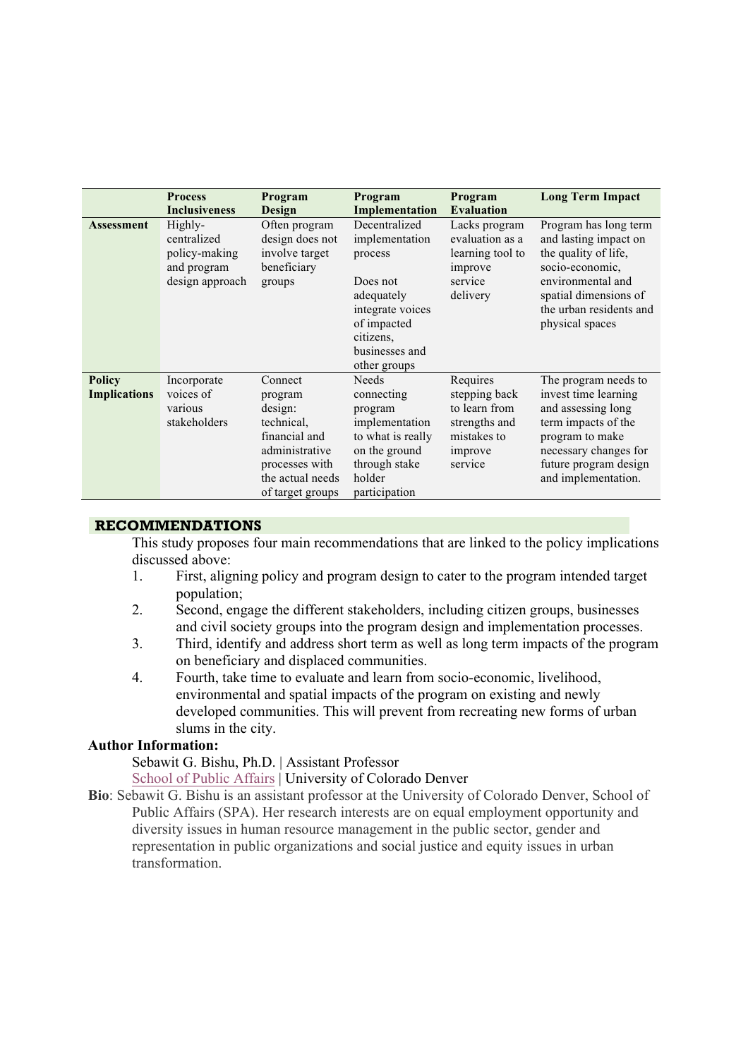| | Process Inclusiveness | Program Design | Program Implementation | Program Evaluation | Long Term Impact |
|---|---|---|---|---|---|
| **Assessment** | Highly-centralized policy-making and program design approach | Often program design does not involve target beneficiary groups | Decentralized implementation process<br><br>Does not adequately integrate voices of impacted citizens, businesses and other groups | Lacks program evaluation as a learning tool to improve service delivery | Program has long term and lasting impact on the quality of life, socio-economic, environmental and spatial dimensions of the urban residents and physical spaces |
| **Policy Implications** | Incorporate voices of various stakeholders | Connect program design: technical, financial and administrative processes with the actual needs of target groups | Needs connecting program implementation to what is really on the ground through stake holder participation | Requires stepping back to learn from strengths and mistakes to improve service | The program needs to invest time learning and assessing long term impacts of the program to make necessary changes for future program design and implementation. |

## RECOMMENDATIONS

This study proposes four main recommendations that are linked to the policy implications discussed above:

1. First, aligning policy and program design to cater to the program intended target population;
2. Second, engage the different stakeholders, including citizen groups, businesses and civil society groups into the program design and implementation processes.
3. Third, identify and address short term as well as long term impacts of the program on beneficiary and displaced communities.
4. Fourth, take time to evaluate and learn from socio-economic, livelihood, environmental and spatial impacts of the program on existing and newly developed communities. This will prevent from recreating new forms of urban slums in the city.

**Author Information:**

Sebawit G. Bishu, Ph.D. | Assistant Professor
School of Public Affairs | University of Colorado Denver

**Bio**: Sebawit G. Bishu is an assistant professor at the University of Colorado Denver, School of Public Affairs (SPA). Her research interests are on equal employment opportunity and diversity issues in human resource management in the public sector, gender and representation in public organizations and social justice and equity issues in urban transformation.